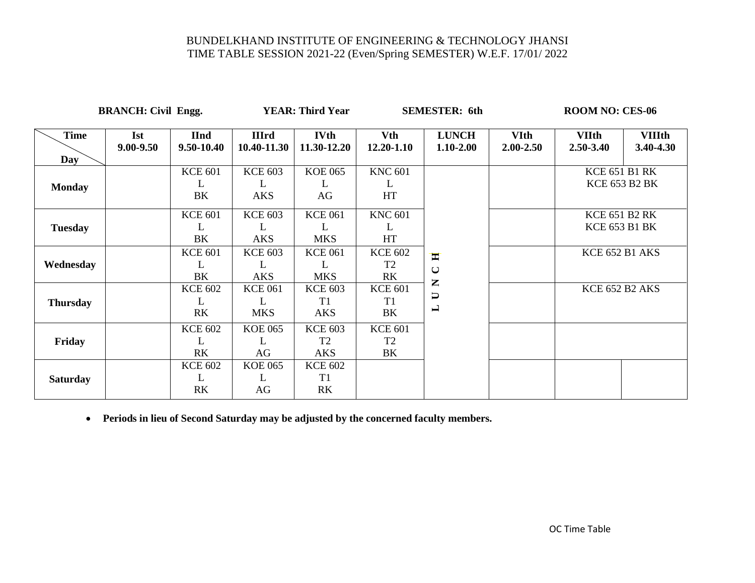BUNDELKHAND INSTITUTE OF ENGINEERING & TECHNOLOGY JHANSI
TIME TABLE SESSION 2021-22 (Even/Spring SEMESTER) W.E.F. 17/01/ 2022

**BRANCH: Civil Engg.** **YEAR: Third Year** **SEMESTER: 6th** **ROOM NO: CES-06**

| Time / Day | Ist 9.00-9.50 | IInd 9.50-10.40 | IIIrd 10.40-11.30 | IVth 11.30-12.20 | Vth 12.20-1.10 | LUNCH 1.10-2.00 | VIth 2.00-2.50 | VIIth 2.50-3.40 | VIIIth 3.40-4.30 |
|---|---|---|---|---|---|---|---|---|---|
| **Monday** | | KCE 601 L BK | KCE 603 L AKS | KOE 065 L AG | KNC 601 L HT | LUNCH | | KCE 651 B1 RK KCE 653 B2 BK | |
| **Tuesday** | | KCE 601 L BK | KCE 603 L AKS | KCE 061 L MKS | KNC 601 L HT | | | KCE 651 B2 RK KCE 653 B1 BK | |
| **Wednesday** | | KCE 601 L BK | KCE 603 L AKS | KCE 061 L MKS | KCE 602 T2 RK | | | KCE 652 B1 AKS | |
| **Thursday** | | KCE 602 L RK | KCE 061 L MKS | KCE 603 T1 AKS | KCE 601 T1 BK | | | KCE 652 B2 AKS | |
| **Friday** | | KCE 602 L RK | KOE 065 L AG | KCE 603 T2 AKS | KCE 601 T2 BK | | | | |
| **Saturday** | | KCE 602 L RK | KOE 065 L AG | KCE 602 T1 RK | | | | | |

- **Periods in lieu of Second Saturday may be adjusted by the concerned faculty members.**

OC Time Table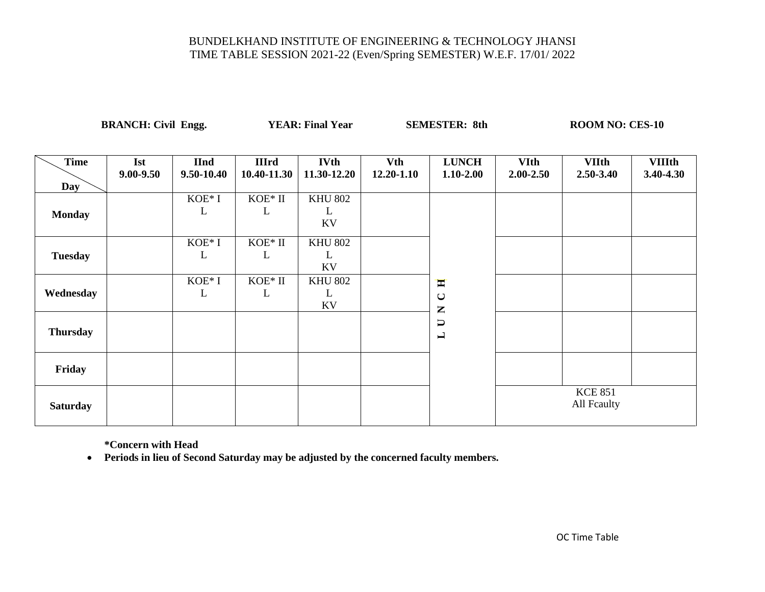BUNDELKHAND INSTITUTE OF ENGINEERING & TECHNOLOGY JHANSI
TIME TABLE SESSION 2021-22 (Even/Spring SEMESTER) W.E.F. 17/01/ 2022

**BRANCH: Civil Engg.** **YEAR: Final Year** **SEMESTER: 8th** **ROOM NO: CES-10**

| Time / Day | Ist 9.00-9.50 | IInd 9.50-10.40 | IIIrd 10.40-11.30 | IVth 11.30-12.20 | Vth 12.20-1.10 | LUNCH 1.10-2.00 | VIth 2.00-2.50 | VIIth 2.50-3.40 | VIIIth 3.40-4.30 |
|---|---|---|---|---|---|---|---|---|---|
| **Monday** | | KOE* I L | KOE* II L | KHU 802 L KV | | L U N C H | | | |
| **Tuesday** | | KOE* I L | KOE* II L | KHU 802 L KV | | | | | |
| **Wednesday** | | KOE* I L | KOE* II L | KHU 802 L KV | | | | | |
| **Thursday** | | | | | | | | | |
| **Friday** | | | | | | | | | |
| **Saturday** | | | | | | | KCE 851 All Fcaulty | | |

**\*Concern with Head**

- **Periods in lieu of Second Saturday may be adjusted by the concerned faculty members.**

OC Time Table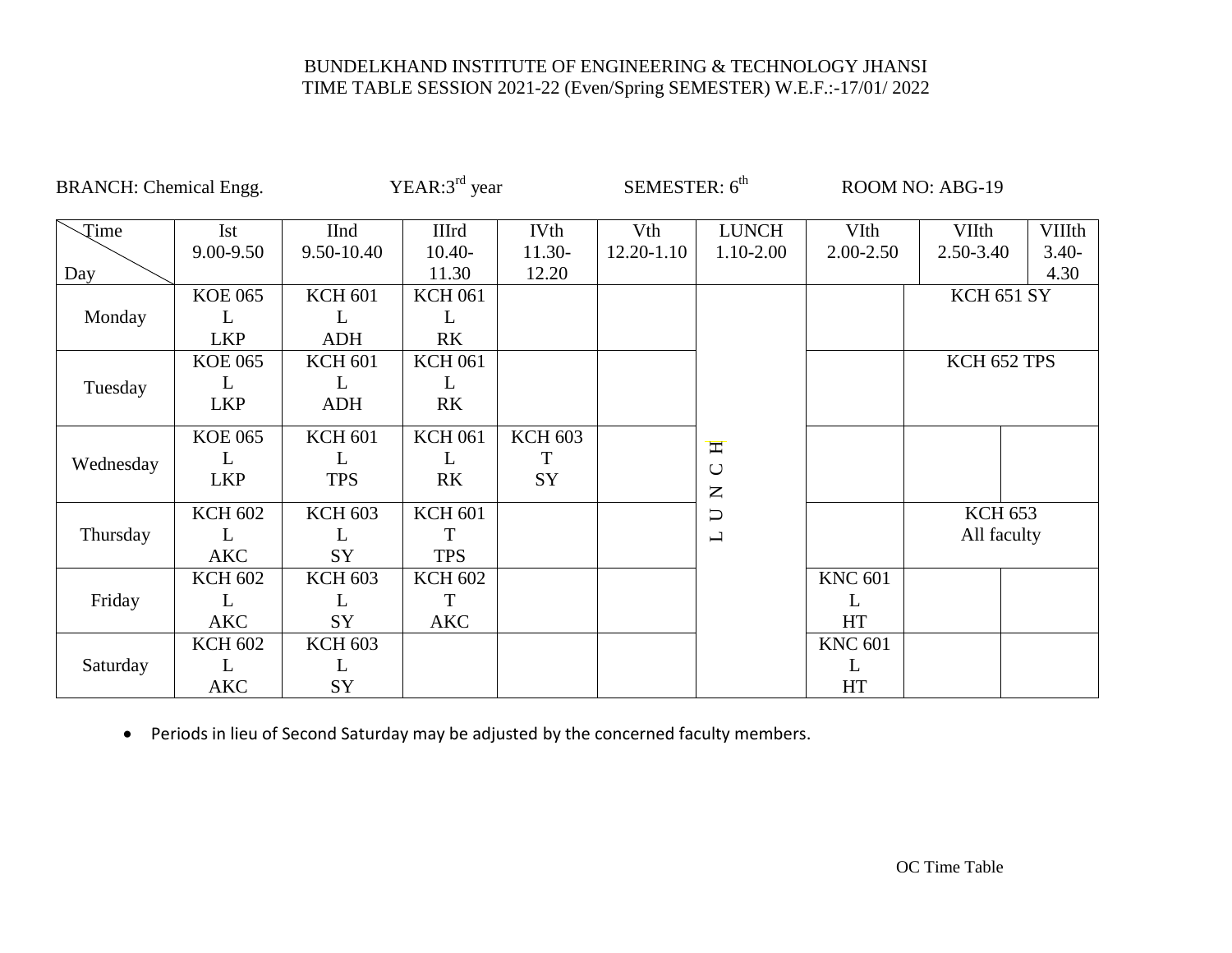BUNDELKHAND INSTITUTE OF ENGINEERING & TECHNOLOGY JHANSI
TIME TABLE SESSION 2021-22 (Even/Spring SEMESTER) W.E.F.:-17/01/ 2022

BRANCH: Chemical Engg. YEAR:3rd year SEMESTER: 6th ROOM NO: ABG-19

| Time / Day | Ist 9.00-9.50 | IInd 9.50-10.40 | IIIrd 10.40-11.30 | IVth 11.30-12.20 | Vth 12.20-1.10 | LUNCH 1.10-2.00 | VIth 2.00-2.50 | VIIth 2.50-3.40 | VIIIth 3.40-4.30 |
|---|---|---|---|---|---|---|---|---|---|
| Monday | KOE 065 L LKP | KCH 601 L ADH | KCH 061 L RK | | | LUNCH | | KCH 651 SY | |
| Tuesday | KOE 065 L LKP | KCH 601 L ADH | KCH 061 L RK | | | | | KCH 652 TPS | |
| Wednesday | KOE 065 L LKP | KCH 601 L TPS | KCH 061 L RK | KCH 603 T SY | | | | | |
| Thursday | KCH 602 L AKC | KCH 603 L SY | KCH 601 T TPS | | | | | KCH 653 All faculty | |
| Friday | KCH 602 L AKC | KCH 603 L SY | KCH 602 T AKC | | | | KNC 601 L HT | | |
| Saturday | KCH 602 L AKC | KCH 603 L SY | | | | | KNC 601 L HT | | |

- Periods in lieu of Second Saturday may be adjusted by the concerned faculty members.

OC Time Table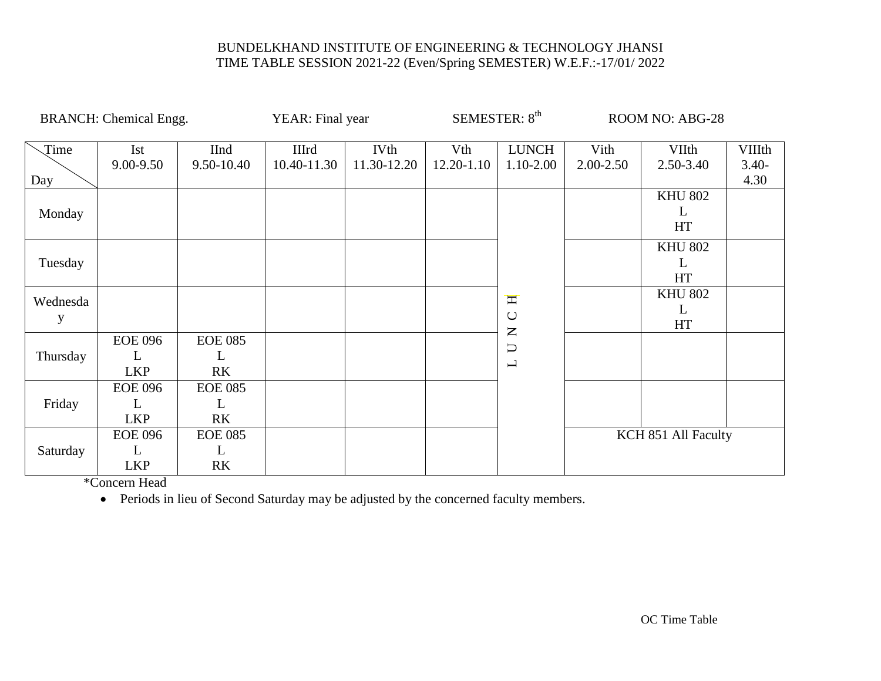BUNDELKHAND INSTITUTE OF ENGINEERING & TECHNOLOGY JHANSI
TIME TABLE SESSION 2021-22 (Even/Spring SEMESTER) W.E.F.:-17/01/ 2022

BRANCH: Chemical Engg. YEAR: Final year SEMESTER: 8th ROOM NO: ABG-28

| Time / Day | Ist 9.00-9.50 | IInd 9.50-10.40 | IIIrd 10.40-11.30 | IVth 11.30-12.20 | Vth 12.20-1.10 | LUNCH 1.10-2.00 | Vith 2.00-2.50 | VIIth 2.50-3.40 | VIIIth 3.40-4.30 |
|---|---|---|---|---|---|---|---|---|---|
| Monday | | | | | | L U N C H | | KHU 802 L HT | |
| Tuesday | | | | | | | | KHU 802 L HT | |
| Wednesday | | | | | | | | KHU 802 L HT | |
| Thursday | EOE 096 L LKP | EOE 085 L RK | | | | | | | |
| Friday | EOE 096 L LKP | EOE 085 L RK | | | | | | | |
| Saturday | EOE 096 L LKP | EOE 085 L RK | | | | | KCH 851 All Faculty | | |

*Concern Head

- Periods in lieu of Second Saturday may be adjusted by the concerned faculty members.

OC Time Table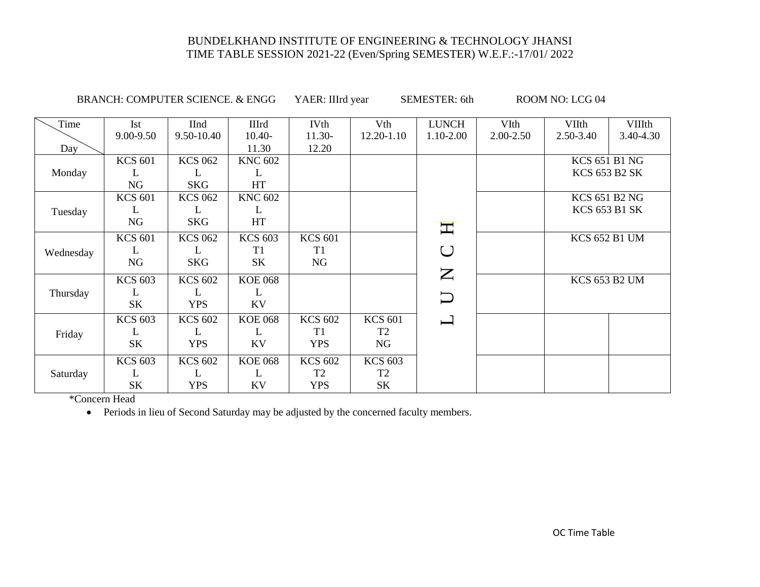BUNDELKHAND INSTITUTE OF ENGINEERING & TECHNOLOGY JHANSI
TIME TABLE SESSION 2021-22 (Even/Spring SEMESTER) W.E.F.:-17/01/ 2022

BRANCH: COMPUTER SCIENCE. & ENGG YAER: IIIrd year SEMESTER: 6th ROOM NO: LCG 04

| Time / Day | Ist 9.00-9.50 | IInd 9.50-10.40 | IIIrd 10.40-11.30 | IVth 11.30-12.20 | Vth 12.20-1.10 | LUNCH 1.10-2.00 | VIth 2.00-2.50 | VIIth 2.50-3.40 | VIIIth 3.40-4.30 |
|---|---|---|---|---|---|---|---|---|---|
| Monday | KCS 601 L NG | KCS 062 L SKG | KNC 602 L HT | | | L U N C H | | KCS 651 B1 NG KCS 653 B2 SK | |
| Tuesday | KCS 601 L NG | KCS 062 L SKG | KNC 602 L HT | | | | | KCS 651 B2 NG KCS 653 B1 SK | |
| Wednesday | KCS 601 L NG | KCS 062 L SKG | KCS 603 T1 SK | KCS 601 T1 NG | | | | KCS 652 B1 UM | |
| Thursday | KCS 603 L SK | KCS 602 L YPS | KOE 068 L KV | | | | | KCS 653 B2 UM | |
| Friday | KCS 603 L SK | KCS 602 L YPS | KOE 068 L KV | KCS 602 T1 YPS | KCS 601 T2 NG | | | | |
| Saturday | KCS 603 L SK | KCS 602 L YPS | KOE 068 L KV | KCS 602 T2 YPS | KCS 603 T2 SK | | | | |

*Concern Head

- Periods in lieu of Second Saturday may be adjusted by the concerned faculty members.

OC Time Table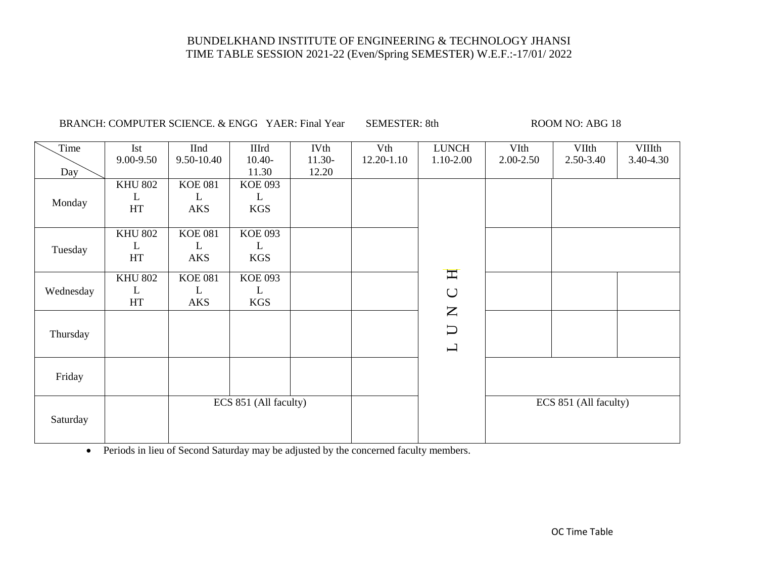BUNDELKHAND INSTITUTE OF ENGINEERING & TECHNOLOGY JHANSI
TIME TABLE SESSION 2021-22 (Even/Spring SEMESTER) W.E.F.:-17/01/ 2022

BRANCH: COMPUTER SCIENCE. & ENGG YAER: Final Year SEMESTER: 8th ROOM NO: ABG 18

| Time / Day | Ist 9.00-9.50 | IInd 9.50-10.40 | IIIrd 10.40-11.30 | IVth 11.30-12.20 | Vth 12.20-1.10 | LUNCH 1.10-2.00 | VIth 2.00-2.50 | VIIth 2.50-3.40 | VIIIth 3.40-4.30 |
|---|---|---|---|---|---|---|---|---|---|
| Monday | KHU 802 L HT | KOE 081 L AKS | KOE 093 L KGS | | | L U N C H | | | |
| Tuesday | KHU 802 L HT | KOE 081 L AKS | KOE 093 L KGS | | | | | | |
| Wednesday | KHU 802 L HT | KOE 081 L AKS | KOE 093 L KGS | | | | | | |
| Thursday | | | | | | | | | |
| Friday | | | | | | | | | |
| Saturday | | ECS 851 (All faculty) | | | | | ECS 851 (All faculty) | | |

- Periods in lieu of Second Saturday may be adjusted by the concerned faculty members.

OC Time Table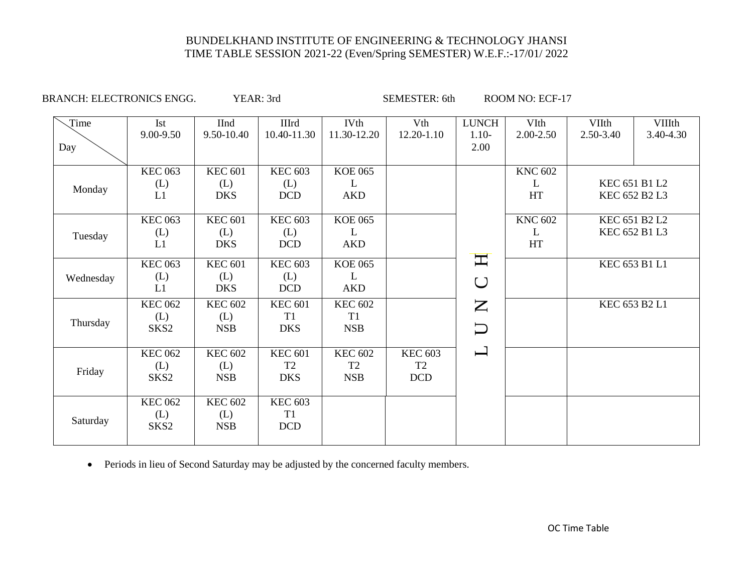# BUNDELKHAND INSTITUTE OF ENGINEERING & TECHNOLOGY JHANSI

## TIME TABLE SESSION 2021-22 (Even/Spring SEMESTER) W.E.F.:-17/01/ 2022

BRANCH: ELECTRONICS ENGG. YEAR: 3rd SEMESTER: 6th ROOM NO: ECF-17

| Time / Day | Ist 9.00-9.50 | IInd 9.50-10.40 | IIIrd 10.40-11.30 | IVth 11.30-12.20 | Vth 12.20-1.10 | LUNCH 1.10-2.00 | VIth 2.00-2.50 | VIIth 2.50-3.40 | VIIIth 3.40-4.30 |
|---|---|---|---|---|---|---|---|---|---|
| Monday | KEC 063 (L) L1 | KEC 601 (L) DKS | KEC 603 (L) DCD | KOE 065 L AKD | | LUNCH | KNC 602 L HT | KEC 651 B1 L2 KEC 652 B2 L3 | |
| Tuesday | KEC 063 (L) L1 | KEC 601 (L) DKS | KEC 603 (L) DCD | KOE 065 L AKD | | | KNC 602 L HT | KEC 651 B2 L2 KEC 652 B1 L3 | |
| Wednesday | KEC 063 (L) L1 | KEC 601 (L) DKS | KEC 603 (L) DCD | KOE 065 L AKD | | | | KEC 653 B1 L1 | |
| Thursday | KEC 062 (L) SKS2 | KEC 602 (L) NSB | KEC 601 T1 DKS | KEC 602 T1 NSB | | | | KEC 653 B2 L1 | |
| Friday | KEC 062 (L) SKS2 | KEC 602 (L) NSB | KEC 601 T2 DKS | KEC 602 T2 NSB | KEC 603 T2 DCD | | | | |
| Saturday | KEC 062 (L) SKS2 | KEC 602 (L) NSB | KEC 603 T1 DCD | | | | | | |

- Periods in lieu of Second Saturday may be adjusted by the concerned faculty members.

OC Time Table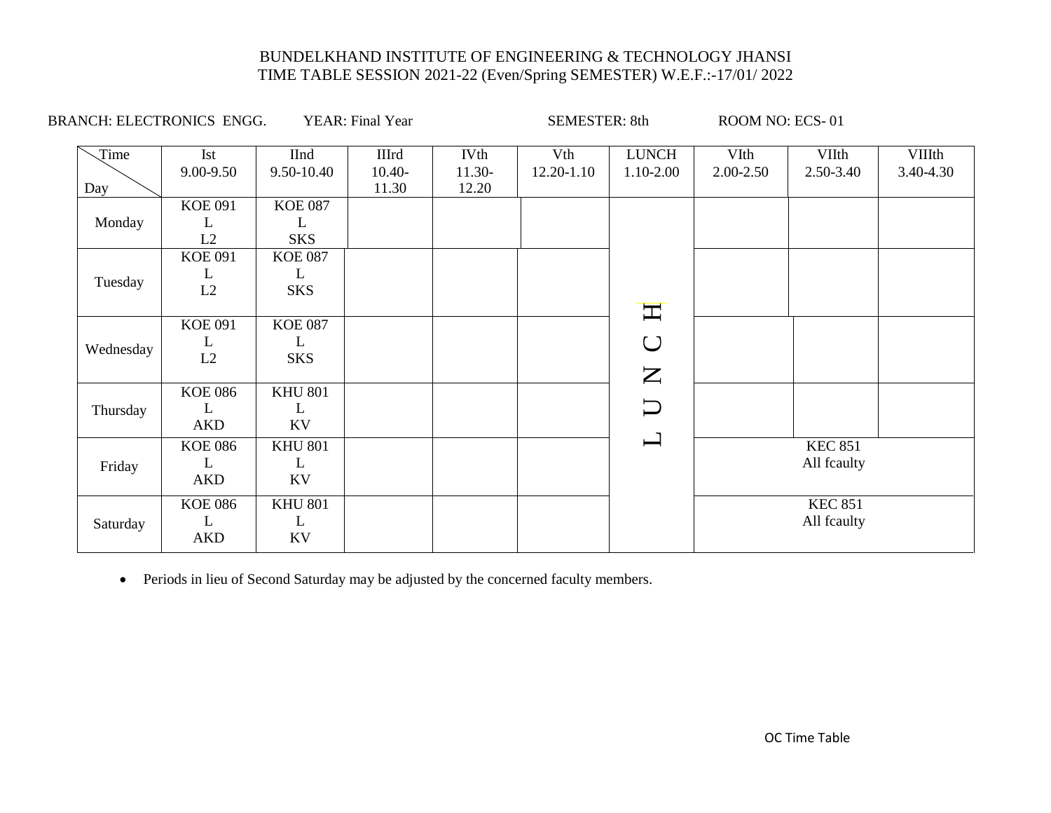BUNDELKHAND INSTITUTE OF ENGINEERING & TECHNOLOGY JHANSI
TIME TABLE SESSION 2021-22 (Even/Spring SEMESTER) W.E.F.:-17/01/ 2022

BRANCH: ELECTRONICS ENGG. YEAR: Final Year SEMESTER: 8th ROOM NO: ECS- 01

| Time / Day | Ist 9.00-9.50 | IInd 9.50-10.40 | IIIrd 10.40-11.30 | IVth 11.30-12.20 | Vth 12.20-1.10 | LUNCH 1.10-2.00 | VIth 2.00-2.50 | VIIth 2.50-3.40 | VIIIth 3.40-4.30 |
|---|---|---|---|---|---|---|---|---|---|
| Monday | KOE 091 L L2 | KOE 087 L SKS | | | | L U N C H | | | |
| Tuesday | KOE 091 L L2 | KOE 087 L SKS | | | | | | | |
| Wednesday | KOE 091 L L2 | KOE 087 L SKS | | | | | | | |
| Thursday | KOE 086 L AKD | KHU 801 L KV | | | | | | | |
| Friday | KOE 086 L AKD | KHU 801 L KV | | | | | KEC 851 All fcaulty | | |
| Saturday | KOE 086 L AKD | KHU 801 L KV | | | | | KEC 851 All fcaulty | | |

- Periods in lieu of Second Saturday may be adjusted by the concerned faculty members.

OC Time Table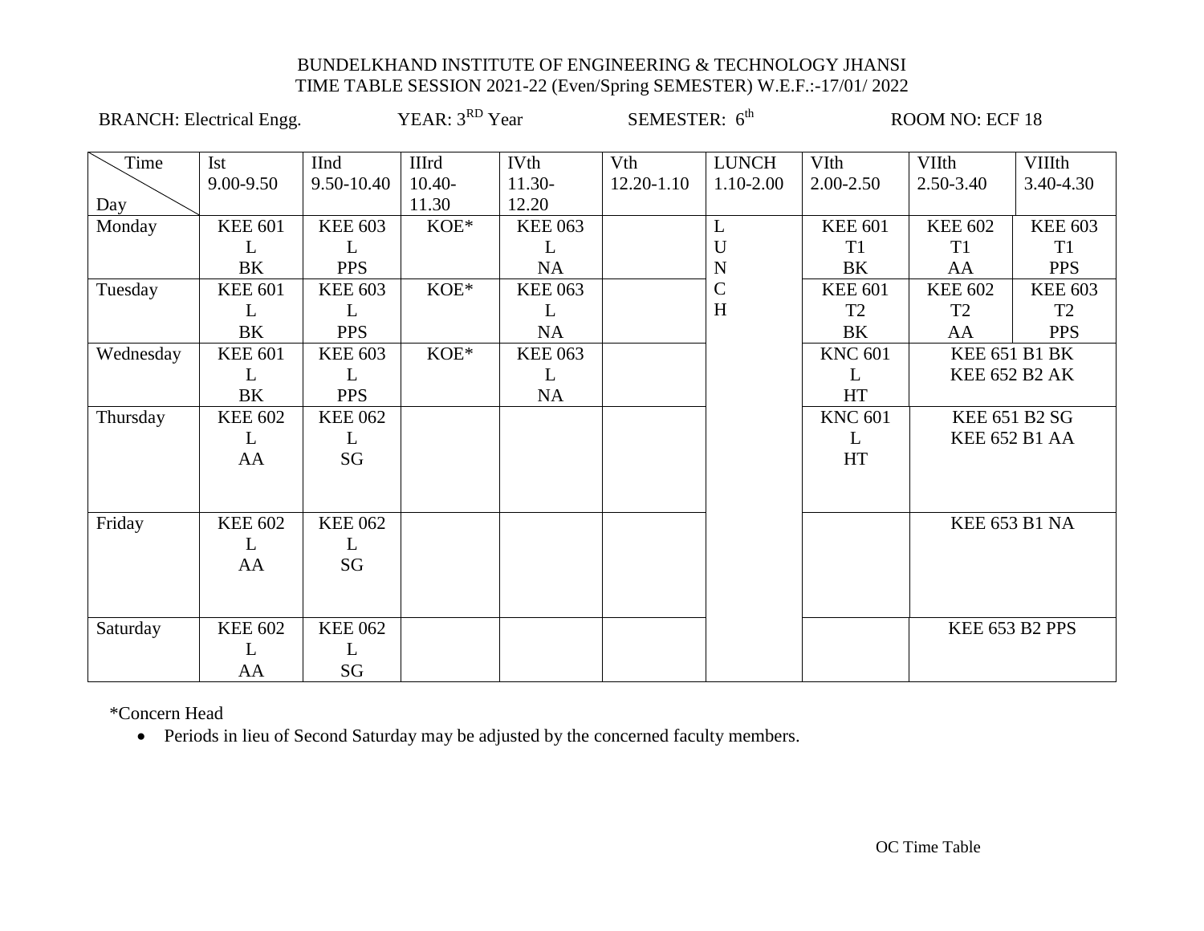BUNDELKHAND INSTITUTE OF ENGINEERING & TECHNOLOGY JHANSI
TIME TABLE SESSION 2021-22 (Even/Spring SEMESTER) W.E.F.:-17/01/ 2022

BRANCH: Electrical Engg. YEAR: 3RD Year SEMESTER: 6th ROOM NO: ECF 18

| Time / Day | Ist 9.00-9.50 | IInd 9.50-10.40 | IIIrd 10.40-11.30 | IVth 11.30-12.20 | Vth 12.20-1.10 | LUNCH 1.10-2.00 | VIth 2.00-2.50 | VIIth 2.50-3.40 | VIIIth 3.40-4.30 |
|---|---|---|---|---|---|---|---|---|---|
| Monday | KEE 601 L BK | KEE 603 L PPS | KOE* | KEE 063 L NA | | L | KEE 601 T1 BK | KEE 602 T1 AA | KEE 603 T1 PPS |
| Tuesday | KEE 601 L BK | KEE 603 L PPS | KOE* | KEE 063 L NA | | U N C H | KEE 601 T2 BK | KEE 602 T2 AA | KEE 603 T2 PPS |
| Wednesday | KEE 601 L BK | KEE 603 L PPS | KOE* | KEE 063 L NA | | | KNC 601 L HT | KEE 651 B1 BK KEE 652 B2 AK | |
| Thursday | KEE 602 L AA | KEE 062 L SG | | | | | KNC 601 L HT | KEE 651 B2 SG KEE 652 B1 AA | |
| Friday | KEE 602 L AA | KEE 062 L SG | | | | | | KEE 653 B1 NA | |
| Saturday | KEE 602 L AA | KEE 062 L SG | | | | | | KEE 653 B2 PPS | |

*Concern Head

- Periods in lieu of Second Saturday may be adjusted by the concerned faculty members.

OC Time Table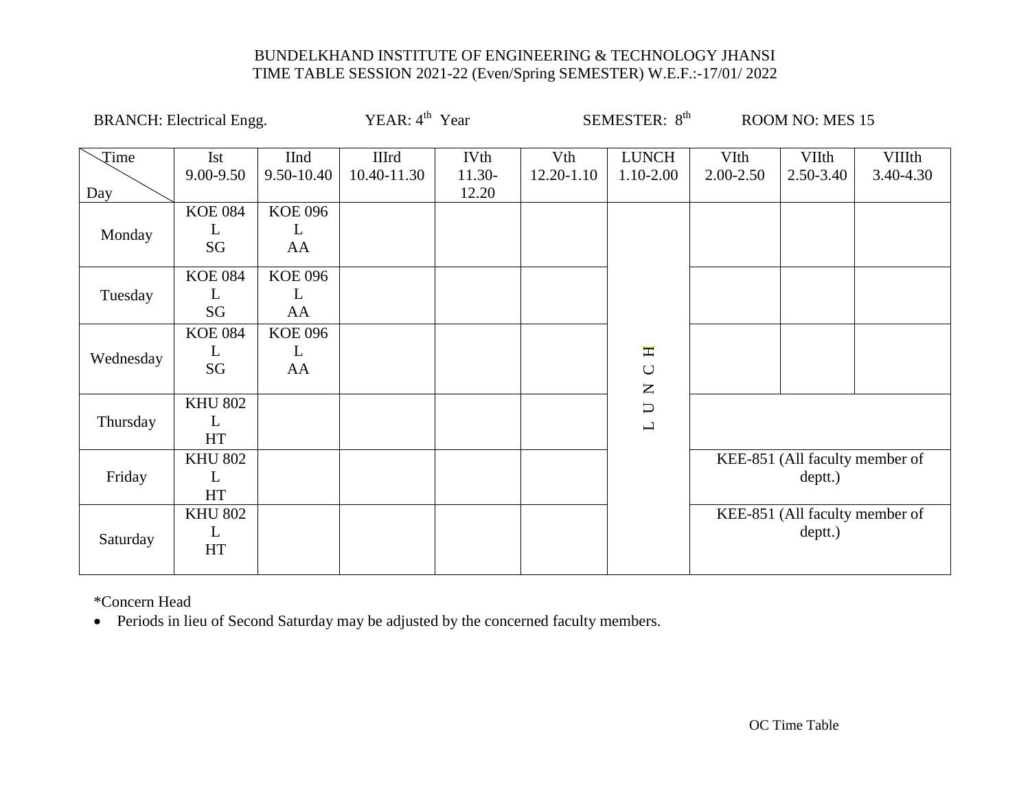BUNDELKHAND INSTITUTE OF ENGINEERING & TECHNOLOGY JHANSI
TIME TABLE SESSION 2021-22 (Even/Spring SEMESTER) W.E.F.:-17/01/ 2022

BRANCH: Electrical Engg. YEAR: 4th Year SEMESTER: 8th ROOM NO: MES 15

| Time / Day | Ist 9.00-9.50 | IInd 9.50-10.40 | IIIrd 10.40-11.30 | IVth 11.30-12.20 | Vth 12.20-1.10 | LUNCH 1.10-2.00 | VIth 2.00-2.50 | VIIth 2.50-3.40 | VIIIth 3.40-4.30 |
|---|---|---|---|---|---|---|---|---|---|
| Monday | KOE 084 L SG | KOE 096 L AA | | | | L U N C H | | | |
| Tuesday | KOE 084 L SG | KOE 096 L AA | | | | | | | |
| Wednesday | KOE 084 L SG | KOE 096 L AA | | | | | | | |
| Thursday | KHU 802 L HT | | | | | | | | |
| Friday | KHU 802 L HT | | | | | | KEE-851 (All faculty member of deptt.) | | |
| Saturday | KHU 802 L HT | | | | | | KEE-851 (All faculty member of deptt.) | | |

*Concern Head

- Periods in lieu of Second Saturday may be adjusted by the concerned faculty members.

OC Time Table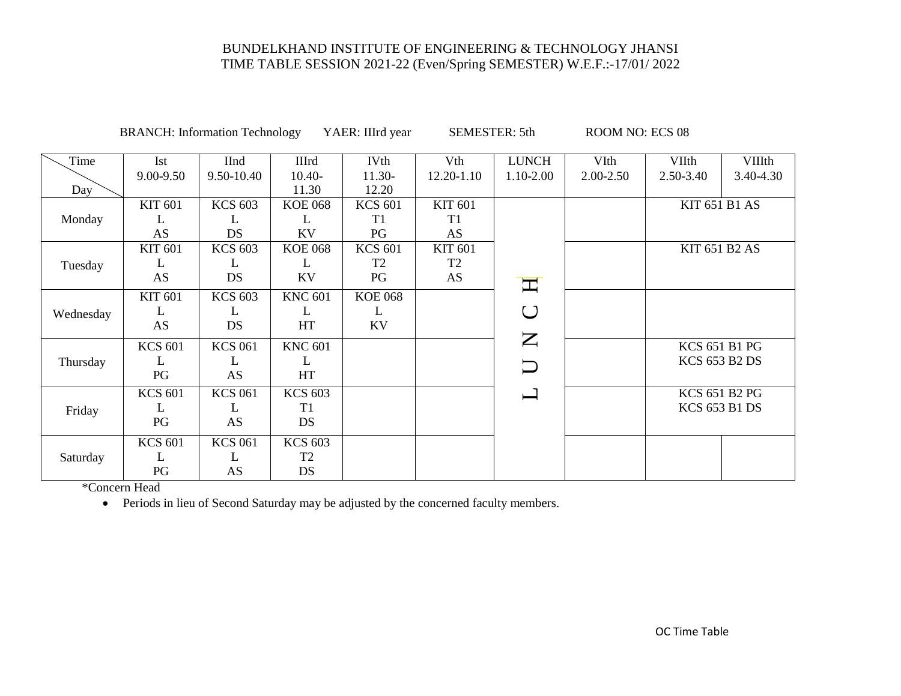BUNDELKHAND INSTITUTE OF ENGINEERING & TECHNOLOGY JHANSI
TIME TABLE SESSION 2021-22 (Even/Spring SEMESTER) W.E.F.:-17/01/ 2022

BRANCH: Information Technology YAER: IIIrd year SEMESTER: 5th ROOM NO: ECS 08

| Time / Day | Ist 9.00-9.50 | IInd 9.50-10.40 | IIIrd 10.40-11.30 | IVth 11.30-12.20 | Vth 12.20-1.10 | LUNCH 1.10-2.00 | VIth 2.00-2.50 | VIIth 2.50-3.40 | VIIIth 3.40-4.30 |
|---|---|---|---|---|---|---|---|---|---|
| Monday | KIT 601 L AS | KCS 603 L DS | KOE 068 L KV | KCS 601 T1 PG | KIT 601 T1 AS | L | | KIT 651 B1 AS | |
| Tuesday | KIT 601 L AS | KCS 603 L DS | KOE 068 L KV | KCS 601 T2 PG | KIT 601 T2 AS | U | | KIT 651 B2 AS | |
| Wednesday | KIT 601 L AS | KCS 603 L DS | KNC 601 L HT | KOE 068 L KV | | N | | | |
| Thursday | KCS 601 L PG | KCS 061 L AS | KNC 601 L HT | | | C | | KCS 651 B1 PG KCS 653 B2 DS | |
| Friday | KCS 601 L PG | KCS 061 L AS | KCS 603 T1 DS | | | H | | KCS 651 B2 PG KCS 653 B1 DS | |
| Saturday | KCS 601 L PG | KCS 061 L AS | KCS 603 T2 DS | | | | | | |

*Concern Head

- Periods in lieu of Second Saturday may be adjusted by the concerned faculty members.

OC Time Table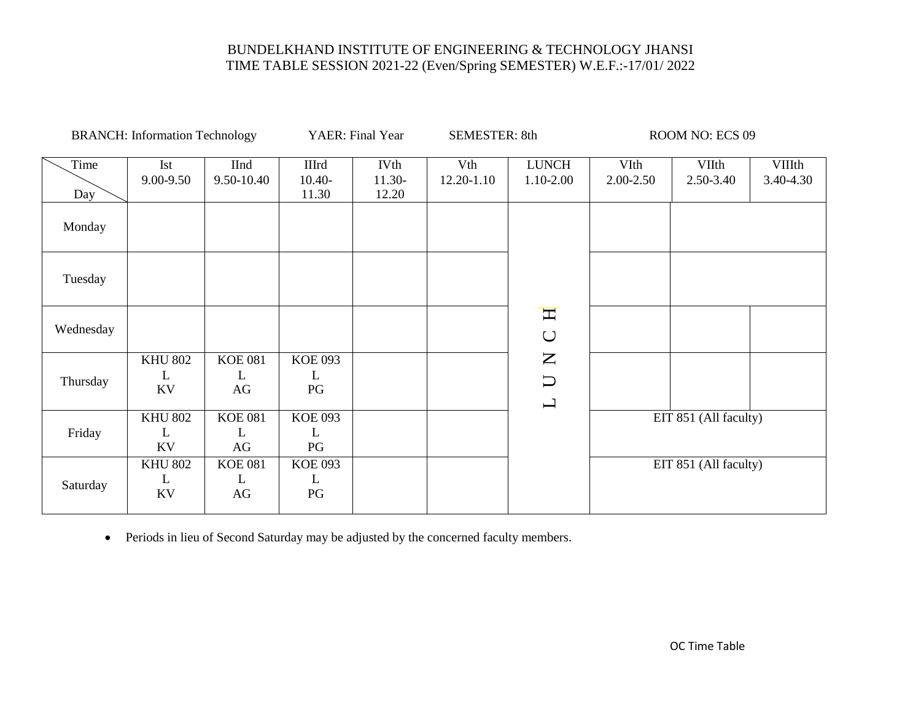BUNDELKHAND INSTITUTE OF ENGINEERING & TECHNOLOGY JHANSI
TIME TABLE SESSION 2021-22 (Even/Spring SEMESTER) W.E.F.:-17/01/ 2022

BRANCH: Information Technology YAER: Final Year SEMESTER: 8th ROOM NO: ECS 09

| Time / Day | Ist 9.00-9.50 | IInd 9.50-10.40 | IIIrd 10.40-11.30 | IVth 11.30-12.20 | Vth 12.20-1.10 | LUNCH 1.10-2.00 | VIth 2.00-2.50 | VIIth 2.50-3.40 | VIIIth 3.40-4.30 |
|---|---|---|---|---|---|---|---|---|---|
| Monday | | | | | | L U N C H | | | |
| Tuesday | | | | | | | | | |
| Wednesday | | | | | | | | | |
| Thursday | KHU 802 L KV | KOE 081 L AG | KOE 093 L PG | | | | | | |
| Friday | KHU 802 L KV | KOE 081 L AG | KOE 093 L PG | | | | EIT 851 (All faculty) | | |
| Saturday | KHU 802 L KV | KOE 081 L AG | KOE 093 L PG | | | | EIT 851 (All faculty) | | |

- Periods in lieu of Second Saturday may be adjusted by the concerned faculty members.

OC Time Table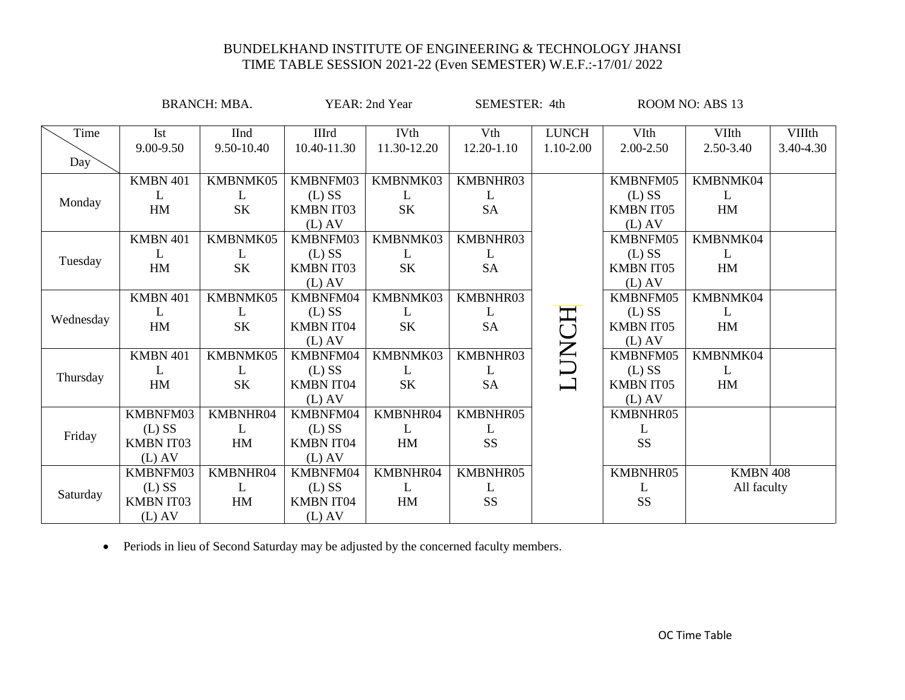BUNDELKHAND INSTITUTE OF ENGINEERING & TECHNOLOGY JHANSI
TIME TABLE SESSION 2021-22 (Even SEMESTER) W.E.F.:-17/01/ 2022

BRANCH: MBA. YEAR: 2nd Year SEMESTER: 4th ROOM NO: ABS 13

| Time / Day | Ist 9.00-9.50 | IInd 9.50-10.40 | IIIrd 10.40-11.30 | IVth 11.30-12.20 | Vth 12.20-1.10 | LUNCH 1.10-2.00 | VIth 2.00-2.50 | VIIth 2.50-3.40 | VIIIth 3.40-4.30 |
|---|---|---|---|---|---|---|---|---|---|
| Monday | KMBN 401 L HM | KMBNMK05 L SK | KMBNFM03 (L) SS KMBN IT03 (L) AV | KMBNMK03 L SK | KMBNHR03 L SA | LUNCH | KMBNFM05 (L) SS KMBN IT05 (L) AV | KMBNMK04 L HM | |
| Tuesday | KMBN 401 L HM | KMBNMK05 L SK | KMBNFM03 (L) SS KMBN IT03 (L) AV | KMBNMK03 L SK | KMBNHR03 L SA | | KMBNFM05 (L) SS KMBN IT05 (L) AV | KMBNMK04 L HM | |
| Wednesday | KMBN 401 L HM | KMBNMK05 L SK | KMBNFM04 (L) SS KMBN IT04 (L) AV | KMBNMK03 L SK | KMBNHR03 L SA | | KMBNFM05 (L) SS KMBN IT05 (L) AV | KMBNMK04 L HM | |
| Thursday | KMBN 401 L HM | KMBNMK05 L SK | KMBNFM04 (L) SS KMBN IT04 (L) AV | KMBNMK03 L SK | KMBNHR03 L SA | | KMBNFM05 (L) SS KMBN IT05 (L) AV | KMBNMK04 L HM | |
| Friday | KMBNFM03 (L) SS KMBN IT03 (L) AV | KMBNHR04 L HM | KMBNFM04 (L) SS KMBN IT04 (L) AV | KMBNHR04 L HM | KMBNHR05 L SS | | KMBNHR05 L SS | | |
| Saturday | KMBNFM03 (L) SS KMBN IT03 (L) AV | KMBNHR04 L HM | KMBNFM04 (L) SS KMBN IT04 (L) AV | KMBNHR04 L HM | KMBNHR05 L SS | | KMBNHR05 L SS | KMBN 408 All faculty | |

- Periods in lieu of Second Saturday may be adjusted by the concerned faculty members.

OC Time Table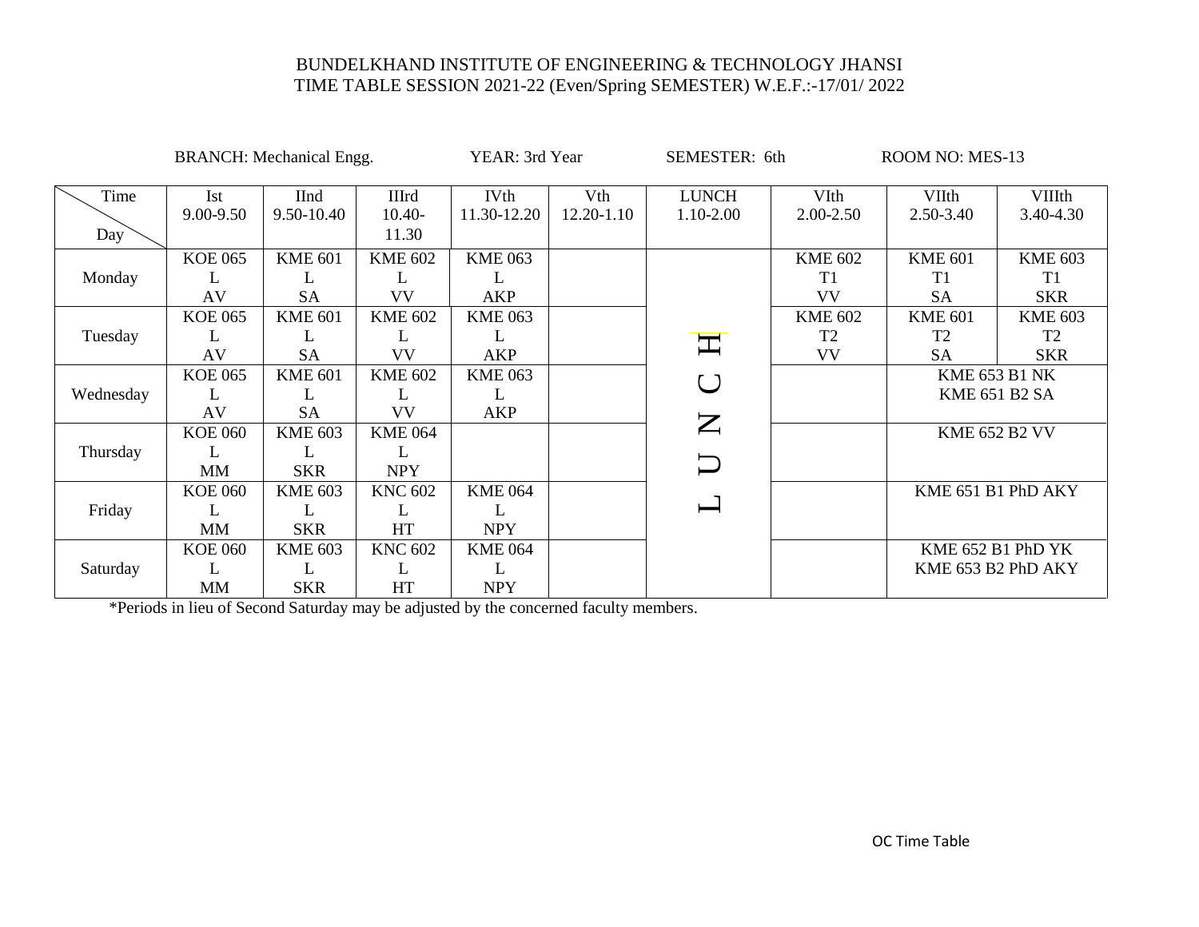BUNDELKHAND INSTITUTE OF ENGINEERING & TECHNOLOGY JHANSI
TIME TABLE SESSION 2021-22 (Even/Spring SEMESTER) W.E.F.:-17/01/ 2022

BRANCH: Mechanical Engg. YEAR: 3rd Year SEMESTER: 6th ROOM NO: MES-13

| Time / Day | Ist 9.00-9.50 | IInd 9.50-10.40 | IIIrd 10.40-11.30 | IVth 11.30-12.20 | Vth 12.20-1.10 | LUNCH 1.10-2.00 | VIth 2.00-2.50 | VIIth 2.50-3.40 | VIIIth 3.40-4.30 |
|---|---|---|---|---|---|---|---|---|---|
| Monday | KOE 065 L AV | KME 601 L SA | KME 602 L VV | KME 063 L AKP | | L U N C H | KME 602 T1 VV | KME 601 T1 SA | KME 603 T1 SKR |
| Tuesday | KOE 065 L AV | KME 601 L SA | KME 602 L VV | KME 063 L AKP | | | KME 602 T2 VV | KME 601 T2 SA | KME 603 T2 SKR |
| Wednesday | KOE 065 L AV | KME 601 L SA | KME 602 L VV | KME 063 L AKP | | | | KME 653 B1 NK KME 651 B2 SA | |
| Thursday | KOE 060 L MM | KME 603 L SKR | KME 064 L NPY | | | | | KME 652 B2 VV | |
| Friday | KOE 060 L MM | KME 603 L SKR | KNC 602 L HT | KME 064 L NPY | | | | KME 651 B1 PhD AKY | |
| Saturday | KOE 060 L MM | KME 603 L SKR | KNC 602 L HT | KME 064 L NPY | | | | KME 652 B1 PhD YK KME 653 B2 PhD AKY | |

*Periods in lieu of Second Saturday may be adjusted by the concerned faculty members.

OC Time Table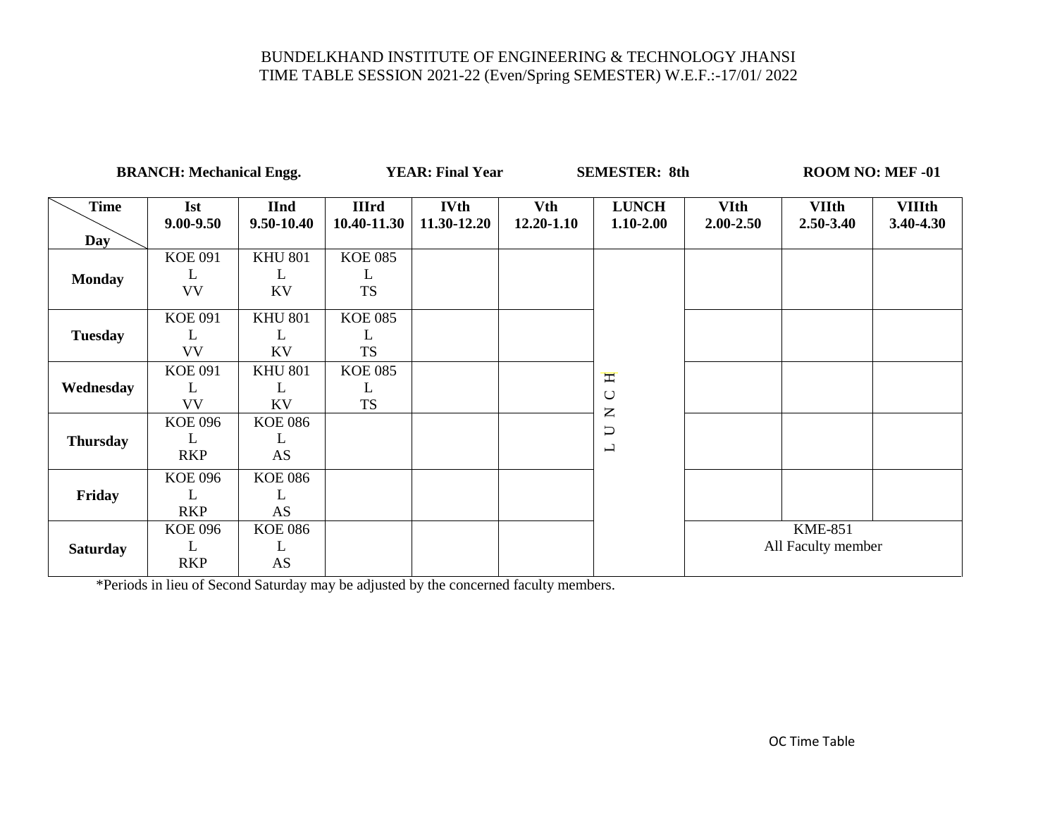BUNDELKHAND INSTITUTE OF ENGINEERING & TECHNOLOGY JHANSI
TIME TABLE SESSION 2021-22 (Even/Spring SEMESTER) W.E.F.:-17/01/ 2022

**BRANCH: Mechanical Engg.** **YEAR: Final Year** **SEMESTER: 8th** **ROOM NO: MEF -01**

| Time / Day | Ist 9.00-9.50 | IInd 9.50-10.40 | IIIrd 10.40-11.30 | IVth 11.30-12.20 | Vth 12.20-1.10 | LUNCH 1.10-2.00 | VIth 2.00-2.50 | VIIth 2.50-3.40 | VIIIth 3.40-4.30 |
|---|---|---|---|---|---|---|---|---|---|
| **Monday** | KOE 091 L VV | KHU 801 L KV | KOE 085 L TS | | | L U N C H | | | |
| **Tuesday** | KOE 091 L VV | KHU 801 L KV | KOE 085 L TS | | | | | | |
| **Wednesday** | KOE 091 L VV | KHU 801 L KV | KOE 085 L TS | | | | | | |
| **Thursday** | KOE 096 L RKP | KOE 086 L AS | | | | | | | |
| **Friday** | KOE 096 L RKP | KOE 086 L AS | | | | | | | |
| **Saturday** | KOE 096 L RKP | KOE 086 L AS | | | | | KME-851 All Faculty member | | |

*Periods in lieu of Second Saturday may be adjusted by the concerned faculty members.

OC Time Table